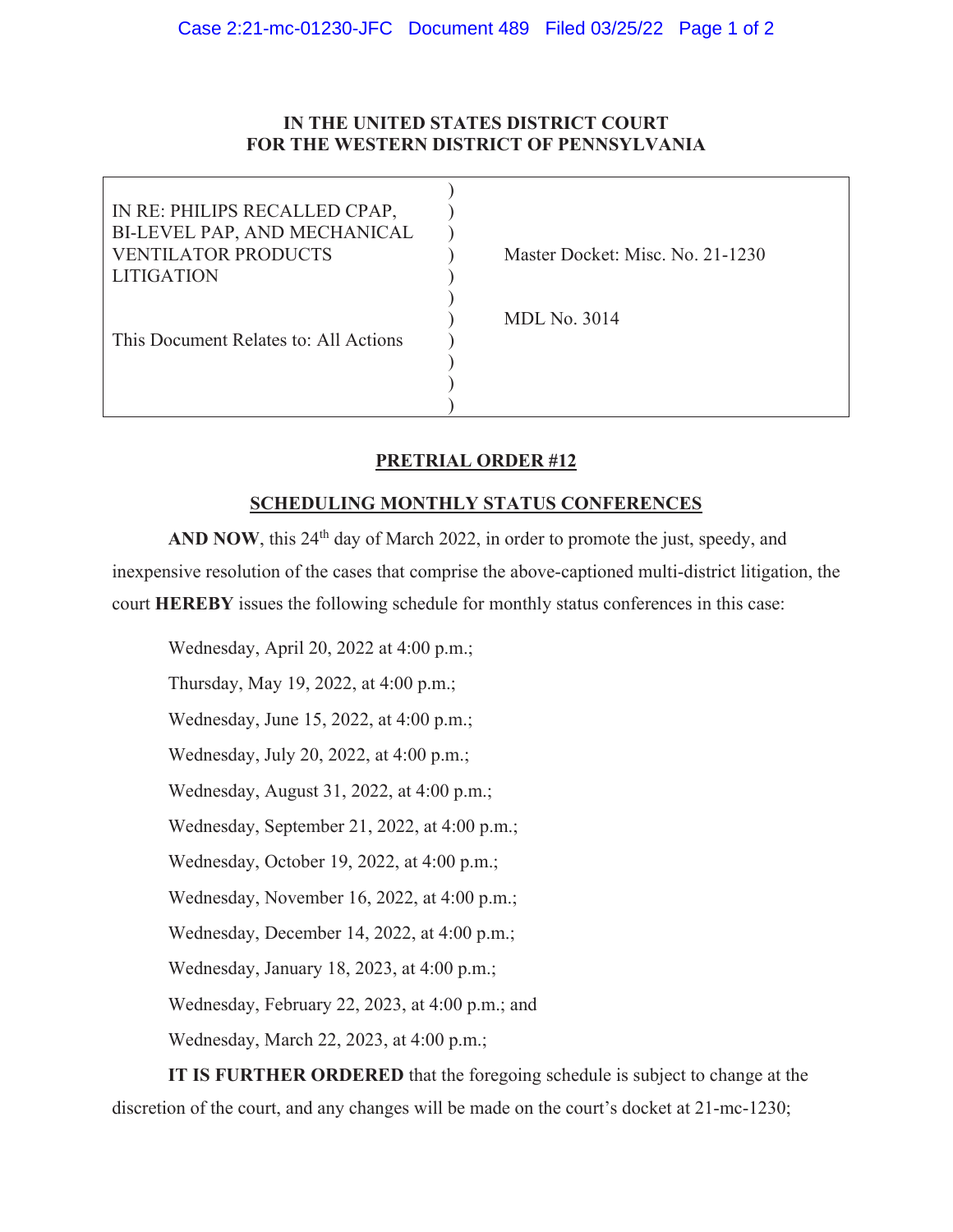IN THE UNITED STATES DISTRICT COURT
FOR THE WESTERN DISTRICT OF PENNSYLVANIA

| | |
|---|---|
| IN RE: PHILIPS RECALLED CPAP, BI-LEVEL PAP, AND MECHANICAL VENTILATOR PRODUCTS LITIGATION | Master Docket: Misc. No. 21-1230 |
| This Document Relates to: All Actions | MDL No. 3014 |

**PRETRIAL ORDER #12**

**SCHEDULING MONTHLY STATUS CONFERENCES**

**AND NOW**, this 24th day of March 2022, in order to promote the just, speedy, and inexpensive resolution of the cases that comprise the above-captioned multi-district litigation, the court **HEREBY** issues the following schedule for monthly status conferences in this case:

Wednesday, April 20, 2022 at 4:00 p.m.;

Thursday, May 19, 2022, at 4:00 p.m.;

Wednesday, June 15, 2022, at 4:00 p.m.;

Wednesday, July 20, 2022, at 4:00 p.m.;

Wednesday, August 31, 2022, at 4:00 p.m.;

Wednesday, September 21, 2022, at 4:00 p.m.;

Wednesday, October 19, 2022, at 4:00 p.m.;

Wednesday, November 16, 2022, at 4:00 p.m.;

Wednesday, December 14, 2022, at 4:00 p.m.;

Wednesday, January 18, 2023, at 4:00 p.m.;

Wednesday, February 22, 2023, at 4:00 p.m.; and

Wednesday, March 22, 2023, at 4:00 p.m.;

**IT IS FURTHER ORDERED** that the foregoing schedule is subject to change at the discretion of the court, and any changes will be made on the court's docket at 21-mc-1230;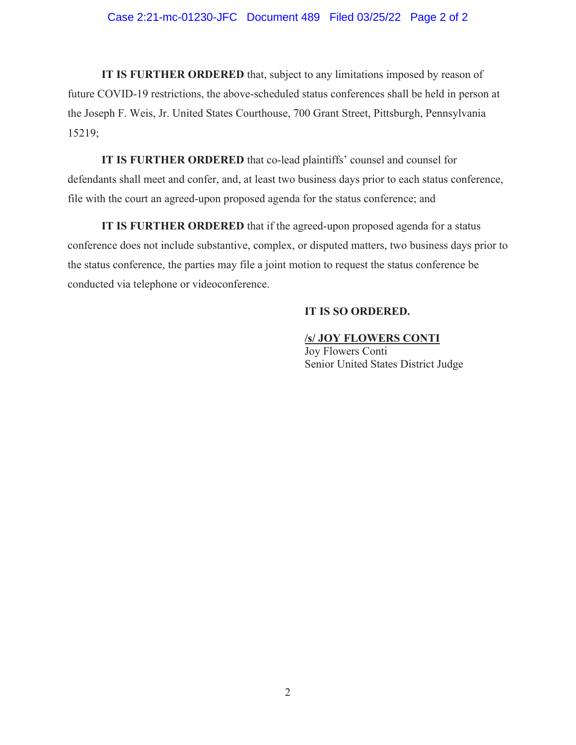**IT IS FURTHER ORDERED** that, subject to any limitations imposed by reason of future COVID-19 restrictions, the above-scheduled status conferences shall be held in person at the Joseph F. Weis, Jr. United States Courthouse, 700 Grant Street, Pittsburgh, Pennsylvania 15219;

**IT IS FURTHER ORDERED** that co-lead plaintiffs' counsel and counsel for defendants shall meet and confer, and, at least two business days prior to each status conference, file with the court an agreed-upon proposed agenda for the status conference; and

**IT IS FURTHER ORDERED** that if the agreed-upon proposed agenda for a status conference does not include substantive, complex, or disputed matters, two business days prior to the status conference, the parties may file a joint motion to request the status conference be conducted via telephone or videoconference.

**IT IS SO ORDERED.**

**/s/ JOY FLOWERS CONTI**
Joy Flowers Conti
Senior United States District Judge